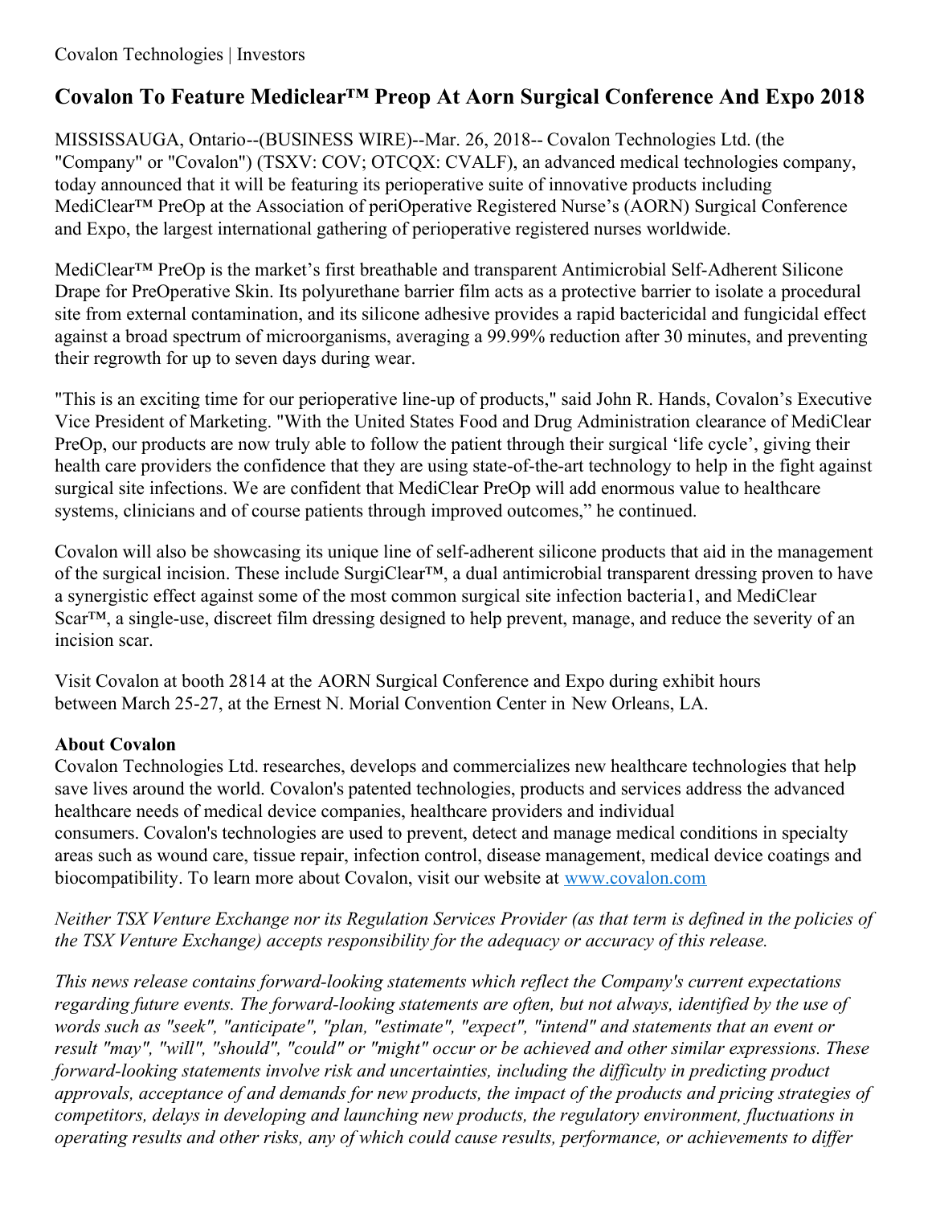Covalon Technologies | Investors

# Covalon To Feature Mediclear™ Preop At Aorn Surgical Conference And Expo 2018

MISSISSAUGA, Ontario--(BUSINESS WIRE)--Mar. 26, 2018-- Covalon Technologies Ltd. (the "Company" or "Covalon") (TSXV: COV; OTCQX: CVALF), an advanced medical technologies company, today announced that it will be featuring its perioperative suite of innovative products including MediClear™ PreOp at the Association of periOperative Registered Nurse's (AORN) Surgical Conference and Expo, the largest international gathering of perioperative registered nurses worldwide.

MediClear™ PreOp is the market's first breathable and transparent Antimicrobial Self-Adherent Silicone Drape for PreOperative Skin. Its polyurethane barrier film acts as a protective barrier to isolate a procedural site from external contamination, and its silicone adhesive provides a rapid bactericidal and fungicidal effect against a broad spectrum of microorganisms, averaging a 99.99% reduction after 30 minutes, and preventing their regrowth for up to seven days during wear.

"This is an exciting time for our perioperative line-up of products," said John R. Hands, Covalon's Executive Vice President of Marketing. "With the United States Food and Drug Administration clearance of MediClear PreOp, our products are now truly able to follow the patient through their surgical 'life cycle', giving their health care providers the confidence that they are using state-of-the-art technology to help in the fight against surgical site infections. We are confident that MediClear PreOp will add enormous value to healthcare systems, clinicians and of course patients through improved outcomes," he continued.

Covalon will also be showcasing its unique line of self-adherent silicone products that aid in the management of the surgical incision. These include SurgiClear™, a dual antimicrobial transparent dressing proven to have a synergistic effect against some of the most common surgical site infection bacteria[1], and MediClear Scar™, a single-use, discreet film dressing designed to help prevent, manage, and reduce the severity of an incision scar.

Visit Covalon at booth 2814 at the AORN Surgical Conference and Expo during exhibit hours between March 25-27, at the Ernest N. Morial Convention Center in New Orleans, LA.

**About Covalon**
Covalon Technologies Ltd. researches, develops and commercializes new healthcare technologies that help save lives around the world. Covalon's patented technologies, products and services address the advanced healthcare needs of medical device companies, healthcare providers and individual consumers. Covalon's technologies are used to prevent, detect and manage medical conditions in specialty areas such as wound care, tissue repair, infection control, disease management, medical device coatings and biocompatibility. To learn more about Covalon, visit our website at www.covalon.com

*Neither TSX Venture Exchange nor its Regulation Services Provider (as that term is defined in the policies of the TSX Venture Exchange) accepts responsibility for the adequacy or accuracy of this release.*

*This news release contains forward-looking statements which reflect the Company's current expectations regarding future events. The forward-looking statements are often, but not always, identified by the use of words such as "seek", "anticipate", "plan, "estimate", "expect", "intend" and statements that an event or result "may", "will", "should", "could" or "might" occur or be achieved and other similar expressions. These forward-looking statements involve risk and uncertainties, including the difficulty in predicting product approvals, acceptance of and demands for new products, the impact of the products and pricing strategies of competitors, delays in developing and launching new products, the regulatory environment, fluctuations in operating results and other risks, any of which could cause results, performance, or achievements to differ*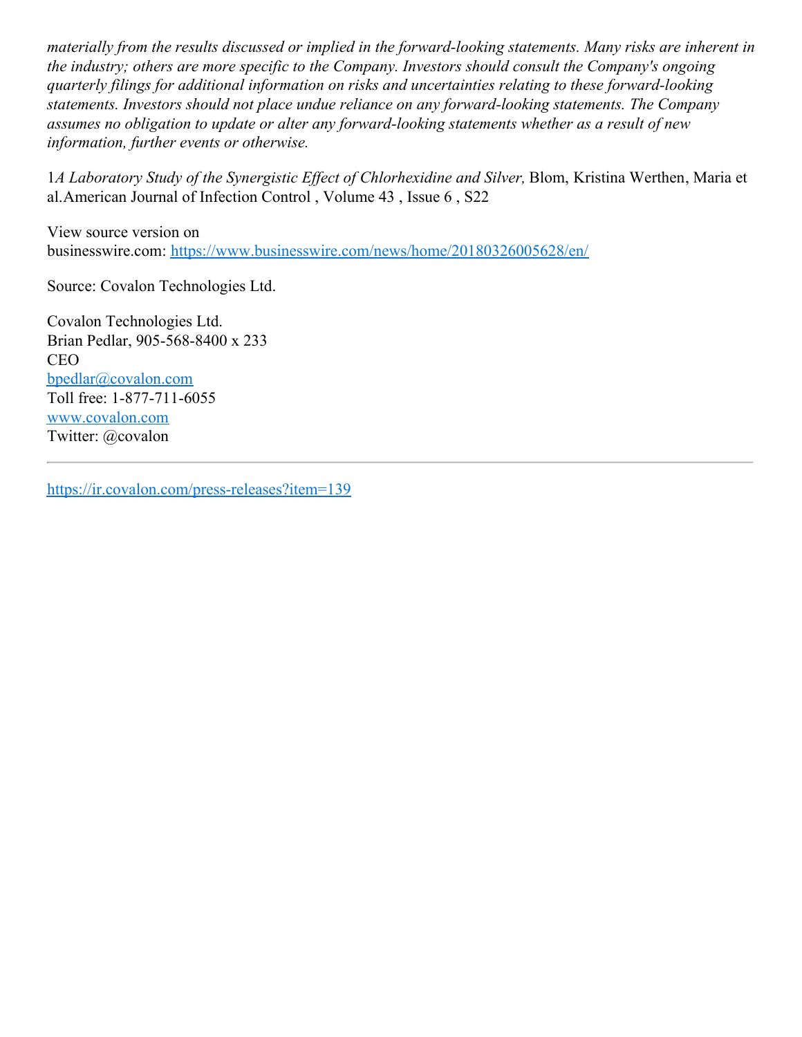*materially from the results discussed or implied in the forward-looking statements. Many risks are inherent in the industry; others are more specific to the Company. Investors should consult the Company's ongoing quarterly filings for additional information on risks and uncertainties relating to these forward-looking statements. Investors should not place undue reliance on any forward-looking statements. The Company assumes no obligation to update or alter any forward-looking statements whether as a result of new information, further events or otherwise.*

[1] *A Laboratory Study of the Synergistic Effect of Chlorhexidine and Silver,* Blom, Kristina Werthen, Maria et al.American Journal of Infection Control , Volume 43 , Issue 6 , S22

View source version on businesswire.com: https://www.businesswire.com/news/home/20180326005628/en/

Source: Covalon Technologies Ltd.

Covalon Technologies Ltd.
Brian Pedlar, 905-568-8400 x 233
CEO
bpedlar@covalon.com
Toll free: 1-877-711-6055
www.covalon.com
Twitter: @covalon

---

https://ir.covalon.com/press-releases?item=139